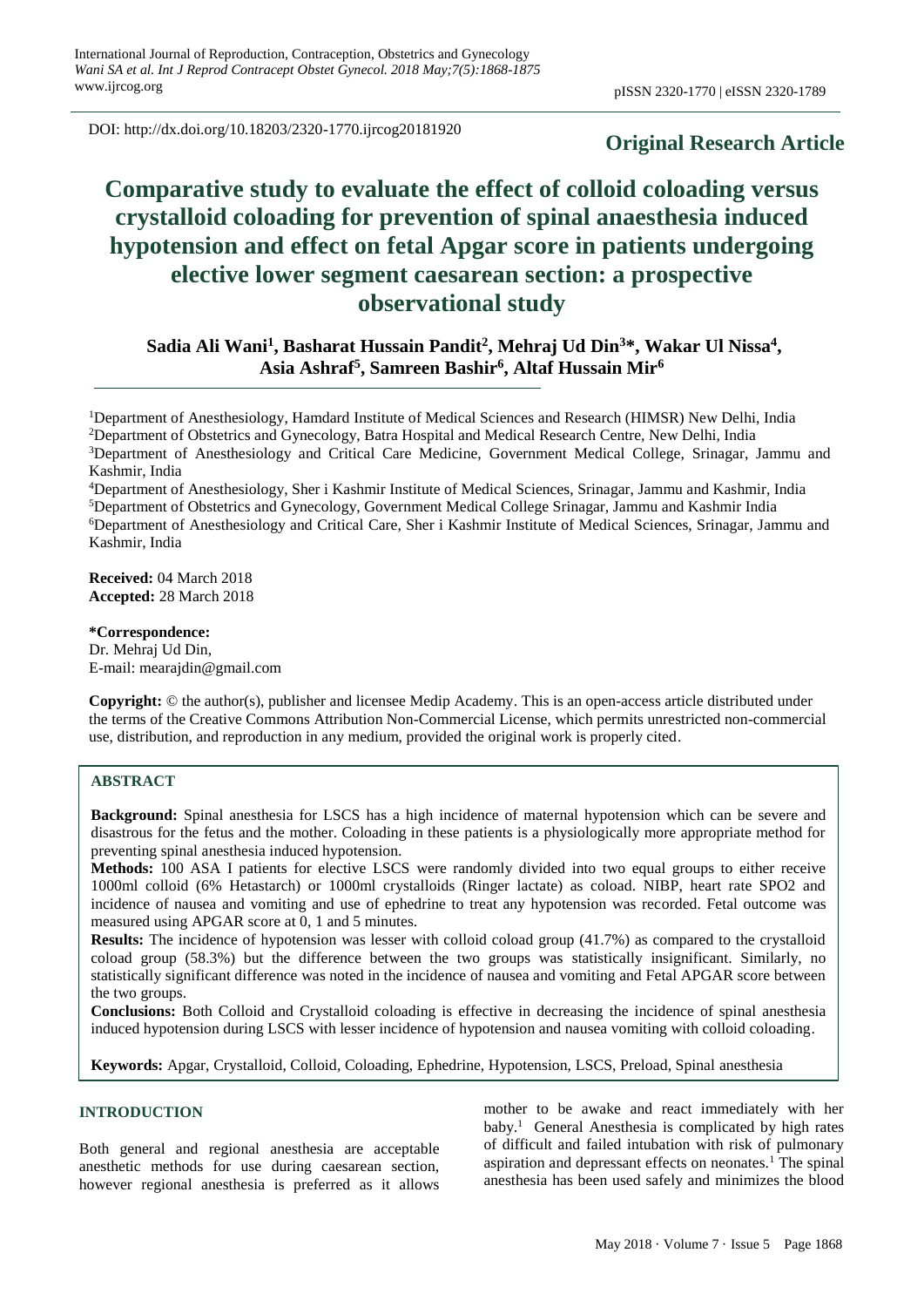DOI: http://dx.doi.org/10.18203/2320-1770.ijrcog20181920

**Original Research Article**

# Comparative study to evaluate the effect of colloid coloading versus crystalloid coloading for prevention of spinal anaesthesia induced hypotension and effect on fetal Apgar score in patients undergoing elective lower segment caesarean section: a prospective observational study

**Sadia Ali Wani[1], Basharat Hussain Pandit[2], Mehraj Ud Din[3]\*, Wakar Ul Nissa[4], Asia Ashraf[5], Samreen Bashir[6], Altaf Hussain Mir[6]**

[1]Department of Anesthesiology, Hamdard Institute of Medical Sciences and Research (HIMSR) New Delhi, India
[2]Department of Obstetrics and Gynecology, Batra Hospital and Medical Research Centre, New Delhi, India
[3]Department of Anesthesiology and Critical Care Medicine, Government Medical College, Srinagar, Jammu and Kashmir, India
[4]Department of Anesthesiology, Sher i Kashmir Institute of Medical Sciences, Srinagar, Jammu and Kashmir, India
[5]Department of Obstetrics and Gynecology, Government Medical College Srinagar, Jammu and Kashmir India
[6]Department of Anesthesiology and Critical Care, Sher i Kashmir Institute of Medical Sciences, Srinagar, Jammu and Kashmir, India

**Received:** 04 March 2018
**Accepted:** 28 March 2018

**\*Correspondence:**
Dr. Mehraj Ud Din,
E-mail: mearajdin@gmail.com

**Copyright:** © the author(s), publisher and licensee Medip Academy. This is an open-access article distributed under the terms of the Creative Commons Attribution Non-Commercial License, which permits unrestricted non-commercial use, distribution, and reproduction in any medium, provided the original work is properly cited.

## ABSTRACT

**Background:** Spinal anesthesia for LSCS has a high incidence of maternal hypotension which can be severe and disastrous for the fetus and the mother. Coloading in these patients is a physiologically more appropriate method for preventing spinal anesthesia induced hypotension.

**Methods:** 100 ASA I patients for elective LSCS were randomly divided into two equal groups to either receive 1000ml colloid (6% Hetastarch) or 1000ml crystalloids (Ringer lactate) as coload. NIBP, heart rate SPO2 and incidence of nausea and vomiting and use of ephedrine to treat any hypotension was recorded. Fetal outcome was measured using APGAR score at 0, 1 and 5 minutes.

**Results:** The incidence of hypotension was lesser with colloid coload group (41.7%) as compared to the crystalloid coload group (58.3%) but the difference between the two groups was statistically insignificant. Similarly, no statistically significant difference was noted in the incidence of nausea and vomiting and Fetal APGAR score between the two groups.

**Conclusions:** Both Colloid and Crystalloid coloading is effective in decreasing the incidence of spinal anesthesia induced hypotension during LSCS with lesser incidence of hypotension and nausea vomiting with colloid coloading.

**Keywords:** Apgar, Crystalloid, Colloid, Coloading, Ephedrine, Hypotension, LSCS, Preload, Spinal anesthesia

## INTRODUCTION

Both general and regional anesthesia are acceptable anesthetic methods for use during caesarean section, however regional anesthesia is preferred as it allows mother to be awake and react immediately with her baby.[1] General Anesthesia is complicated by high rates of difficult and failed intubation with risk of pulmonary aspiration and depressant effects on neonates.[1] The spinal anesthesia has been used safely and minimizes the blood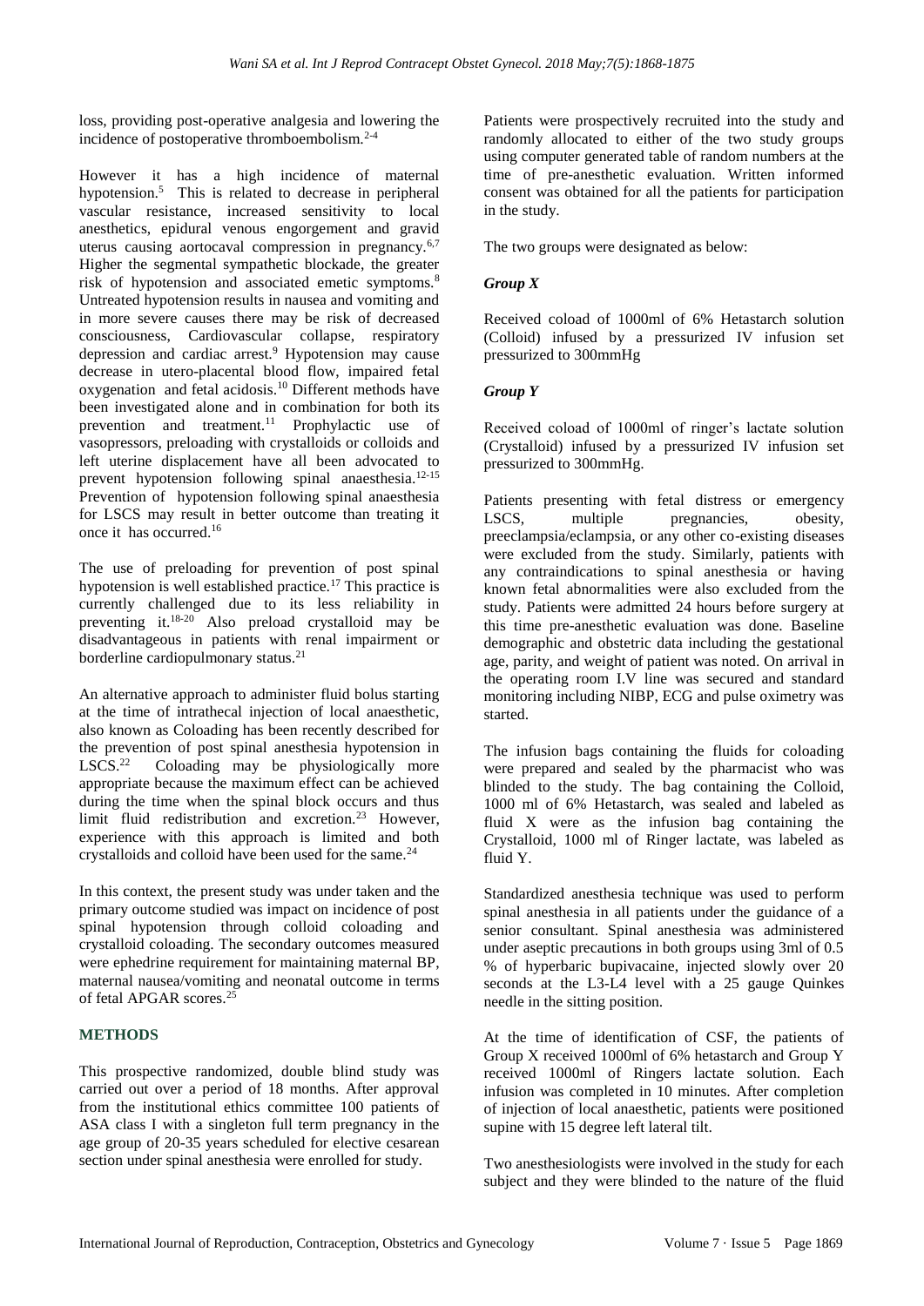loss, providing post-operative analgesia and lowering the incidence of postoperative thromboembolism.[2-4]

However it has a high incidence of maternal hypotension.[5] This is related to decrease in peripheral vascular resistance, increased sensitivity to local anesthetics, epidural venous engorgement and gravid uterus causing aortocaval compression in pregnancy.[6,7] Higher the segmental sympathetic blockade, the greater risk of hypotension and associated emetic symptoms.[8] Untreated hypotension results in nausea and vomiting and in more severe causes there may be risk of decreased consciousness, Cardiovascular collapse, respiratory depression and cardiac arrest.[9] Hypotension may cause decrease in utero-placental blood flow, impaired fetal oxygenation and fetal acidosis.[10] Different methods have been investigated alone and in combination for both its prevention and treatment.[11] Prophylactic use of vasopressors, preloading with crystalloids or colloids and left uterine displacement have all been advocated to prevent hypotension following spinal anaesthesia.[12-15] Prevention of hypotension following spinal anaesthesia for LSCS may result in better outcome than treating it once it has occurred.[16]

The use of preloading for prevention of post spinal hypotension is well established practice.[17] This practice is currently challenged due to its less reliability in preventing it.[18-20] Also preload crystalloid may be disadvantageous in patients with renal impairment or borderline cardiopulmonary status.[21]

An alternative approach to administer fluid bolus starting at the time of intrathecal injection of local anaesthetic, also known as Coloading has been recently described for the prevention of post spinal anesthesia hypotension in LSCS.[22] Coloading may be physiologically more appropriate because the maximum effect can be achieved during the time when the spinal block occurs and thus limit fluid redistribution and excretion.[23] However, experience with this approach is limited and both crystalloids and colloid have been used for the same.[24]

In this context, the present study was under taken and the primary outcome studied was impact on incidence of post spinal hypotension through colloid coloading and crystalloid coloading. The secondary outcomes measured were ephedrine requirement for maintaining maternal BP, maternal nausea/vomiting and neonatal outcome in terms of fetal APGAR scores.[25]

## METHODS

This prospective randomized, double blind study was carried out over a period of 18 months. After approval from the institutional ethics committee 100 patients of ASA class I with a singleton full term pregnancy in the age group of 20-35 years scheduled for elective cesarean section under spinal anesthesia were enrolled for study.

Patients were prospectively recruited into the study and randomly allocated to either of the two study groups using computer generated table of random numbers at the time of pre-anesthetic evaluation. Written informed consent was obtained for all the patients for participation in the study.

The two groups were designated as below:

### *Group X*

Received coload of 1000ml of 6% Hetastarch solution (Colloid) infused by a pressurized IV infusion set pressurized to 300mmHg

### *Group Y*

Received coload of 1000ml of ringer's lactate solution (Crystalloid) infused by a pressurized IV infusion set pressurized to 300mmHg.

Patients presenting with fetal distress or emergency LSCS, multiple pregnancies, obesity, preeclampsia/eclampsia, or any other co-existing diseases were excluded from the study. Similarly, patients with any contraindications to spinal anesthesia or having known fetal abnormalities were also excluded from the study. Patients were admitted 24 hours before surgery at this time pre-anesthetic evaluation was done. Baseline demographic and obstetric data including the gestational age, parity, and weight of patient was noted. On arrival in the operating room I.V line was secured and standard monitoring including NIBP, ECG and pulse oximetry was started.

The infusion bags containing the fluids for coloading were prepared and sealed by the pharmacist who was blinded to the study. The bag containing the Colloid, 1000 ml of 6% Hetastarch, was sealed and labeled as fluid X were as the infusion bag containing the Crystalloid, 1000 ml of Ringer lactate, was labeled as fluid Y.

Standardized anesthesia technique was used to perform spinal anesthesia in all patients under the guidance of a senior consultant. Spinal anesthesia was administered under aseptic precautions in both groups using 3ml of 0.5 % of hyperbaric bupivacaine, injected slowly over 20 seconds at the L3-L4 level with a 25 gauge Quinkes needle in the sitting position.

At the time of identification of CSF, the patients of Group X received 1000ml of 6% hetastarch and Group Y received 1000ml of Ringers lactate solution. Each infusion was completed in 10 minutes. After completion of injection of local anaesthetic, patients were positioned supine with 15 degree left lateral tilt.

Two anesthesiologists were involved in the study for each subject and they were blinded to the nature of the fluid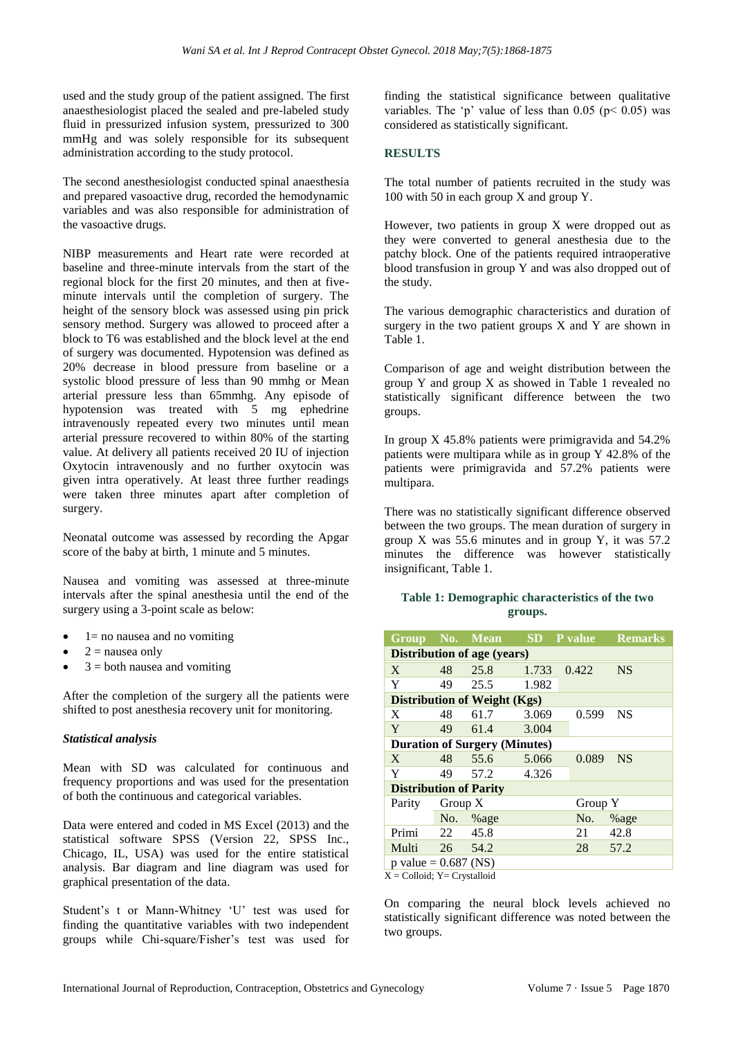used and the study group of the patient assigned. The first anaesthesiologist placed the sealed and pre-labeled study fluid in pressurized infusion system, pressurized to 300 mmHg and was solely responsible for its subsequent administration according to the study protocol.

The second anesthesiologist conducted spinal anaesthesia and prepared vasoactive drug, recorded the hemodynamic variables and was also responsible for administration of the vasoactive drugs.

NIBP measurements and Heart rate were recorded at baseline and three-minute intervals from the start of the regional block for the first 20 minutes, and then at five-minute intervals until the completion of surgery. The height of the sensory block was assessed using pin prick sensory method. Surgery was allowed to proceed after a block to T6 was established and the block level at the end of surgery was documented. Hypotension was defined as 20% decrease in blood pressure from baseline or a systolic blood pressure of less than 90 mmhg or Mean arterial pressure less than 65mmhg. Any episode of hypotension was treated with 5 mg ephedrine intravenously repeated every two minutes until mean arterial pressure recovered to within 80% of the starting value. At delivery all patients received 20 IU of injection Oxytocin intravenously and no further oxytocin was given intra operatively. At least three further readings were taken three minutes apart after completion of surgery.

Neonatal outcome was assessed by recording the Apgar score of the baby at birth, 1 minute and 5 minutes.

Nausea and vomiting was assessed at three-minute intervals after the spinal anesthesia until the end of the surgery using a 3-point scale as below:

- 1= no nausea and no vomiting
- 2 = nausea only
- 3 = both nausea and vomiting

After the completion of the surgery all the patients were shifted to post anesthesia recovery unit for monitoring.

### *Statistical analysis*

Mean with SD was calculated for continuous and frequency proportions and was used for the presentation of both the continuous and categorical variables.

Data were entered and coded in MS Excel (2013) and the statistical software SPSS (Version 22, SPSS Inc., Chicago, IL, USA) was used for the entire statistical analysis. Bar diagram and line diagram was used for graphical presentation of the data.

Student's t or Mann-Whitney 'U' test was used for finding the quantitative variables with two independent groups while Chi-square/Fisher's test was used for finding the statistical significance between qualitative variables. The 'p' value of less than 0.05 ($p < 0.05$) was considered as statistically significant.

## RESULTS

The total number of patients recruited in the study was 100 with 50 in each group X and group Y.

However, two patients in group X were dropped out as they were converted to general anesthesia due to the patchy block. One of the patients required intraoperative blood transfusion in group Y and was also dropped out of the study.

The various demographic characteristics and duration of surgery in the two patient groups X and Y are shown in Table 1.

Comparison of age and weight distribution between the group Y and group X as showed in Table 1 revealed no statistically significant difference between the two groups.

In group X 45.8% patients were primigravida and 54.2% patients were multipara while as in group Y 42.8% of the patients were primigravida and 57.2% patients were multipara.

There was no statistically significant difference observed between the two groups. The mean duration of surgery in group X was 55.6 minutes and in group Y, it was 57.2 minutes the difference was however statistically insignificant, Table 1.

**Table 1: Demographic characteristics of the two groups.**

| Group | No. | Mean | SD | P value | Remarks |
|---|---|---|---|---|---|
| **Distribution of age (years)** | | | | | |
| X | 48 | 25.8 | 1.733 | 0.422 | NS |
| Y | 49 | 25.5 | 1.982 | | |
| **Distribution of Weight (Kgs)** | | | | | |
| X | 48 | 61.7 | 3.069 | 0.599 | NS |
| Y | 49 | 61.4 | 3.004 | | |
| **Duration of Surgery (Minutes)** | | | | | |
| X | 48 | 55.6 | 5.066 | 0.089 | NS |
| Y | 49 | 57.2 | 4.326 | | |
| **Distribution of Parity** | | | | | |
| Parity | Group X | | | Group Y | |
| | No. | %age | | No. | %age |
| Primi | 22 | 45.8 | | 21 | 42.8 |
| Multi | 26 | 54.2 | | 28 | 57.2 |
| p value = 0.687 (NS) | | | | | |

X = Colloid; Y= Crystalloid

On comparing the neural block levels achieved no statistically significant difference was noted between the two groups.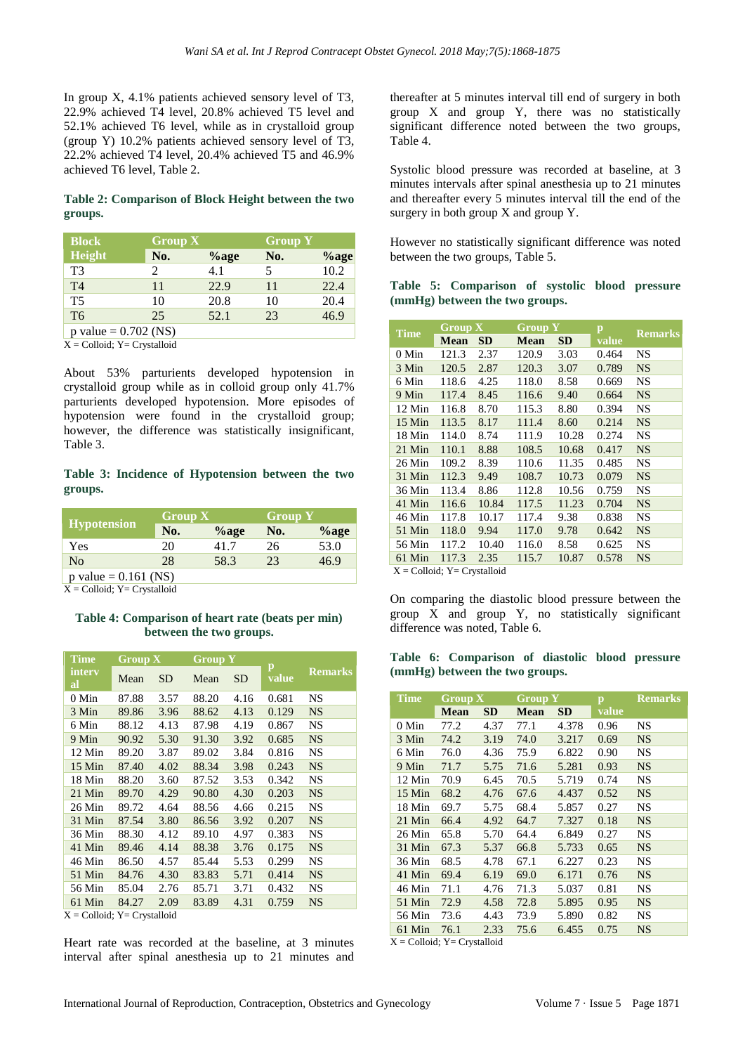In group X, 4.1% patients achieved sensory level of T3, 22.9% achieved T4 level, 20.8% achieved T5 level and 52.1% achieved T6 level, while as in crystalloid group (group Y) 10.2% patients achieved sensory level of T3, 22.2% achieved T4 level, 20.4% achieved T5 and 46.9% achieved T6 level, Table 2.

**Table 2: Comparison of Block Height between the two groups.**

| Block Height | Group X | | Group Y | |
|---|---|---|---|---|
| | No. | %age | No. | %age |
| T3 | 2 | 4.1 | 5 | 10.2 |
| T4 | 11 | 22.9 | 11 | 22.4 |
| T5 | 10 | 20.8 | 10 | 20.4 |
| T6 | 25 | 52.1 | 23 | 46.9 |
| p value = 0.702 (NS) | | | | |

X = Colloid; Y= Crystalloid

About 53% parturients developed hypotension in crystalloid group while as in colloid group only 41.7% parturients developed hypotension. More episodes of hypotension were found in the crystalloid group; however, the difference was statistically insignificant, Table 3.

**Table 3: Incidence of Hypotension between the two groups.**

| Hypotension | Group X | | Group Y | |
|---|---|---|---|---|
| | No. | %age | No. | %age |
| Yes | 20 | 41.7 | 26 | 53.0 |
| No | 28 | 58.3 | 23 | 46.9 |
| p value = 0.161 (NS) | | | | |

X = Colloid; Y= Crystalloid

**Table 4: Comparison of heart rate (beats per min) between the two groups.**

| Time interval | Group X | | Group Y | | p value | Remarks |
|---|---|---|---|---|---|---|
| | Mean | SD | Mean | SD | | |
| 0 Min | 87.88 | 3.57 | 88.20 | 4.16 | 0.681 | NS |
| 3 Min | 89.86 | 3.96 | 88.62 | 4.13 | 0.129 | NS |
| 6 Min | 88.12 | 4.13 | 87.98 | 4.19 | 0.867 | NS |
| 9 Min | 90.92 | 5.30 | 91.30 | 3.92 | 0.685 | NS |
| 12 Min | 89.20 | 3.87 | 89.02 | 3.84 | 0.816 | NS |
| 15 Min | 87.40 | 4.02 | 88.34 | 3.98 | 0.243 | NS |
| 18 Min | 88.20 | 3.60 | 87.52 | 3.53 | 0.342 | NS |
| 21 Min | 89.70 | 4.29 | 90.80 | 4.30 | 0.203 | NS |
| 26 Min | 89.72 | 4.64 | 88.56 | 4.66 | 0.215 | NS |
| 31 Min | 87.54 | 3.80 | 86.56 | 3.92 | 0.207 | NS |
| 36 Min | 88.30 | 4.12 | 89.10 | 4.97 | 0.383 | NS |
| 41 Min | 89.46 | 4.14 | 88.38 | 3.76 | 0.175 | NS |
| 46 Min | 86.50 | 4.57 | 85.44 | 5.53 | 0.299 | NS |
| 51 Min | 84.76 | 4.30 | 83.83 | 5.71 | 0.414 | NS |
| 56 Min | 85.04 | 2.76 | 85.71 | 3.71 | 0.432 | NS |
| 61 Min | 84.27 | 2.09 | 83.89 | 4.31 | 0.759 | NS |

X = Colloid; Y= Crystalloid

Heart rate was recorded at the baseline, at 3 minutes interval after spinal anesthesia up to 21 minutes and thereafter at 5 minutes interval till end of surgery in both group X and group Y, there was no statistically significant difference noted between the two groups, Table 4.

Systolic blood pressure was recorded at baseline, at 3 minutes intervals after spinal anesthesia up to 21 minutes and thereafter every 5 minutes interval till the end of the surgery in both group X and group Y.

However no statistically significant difference was noted between the two groups, Table 5.

**Table 5: Comparison of systolic blood pressure (mmHg) between the two groups.**

| Time | Group X | | Group Y | | p value | Remarks |
|---|---|---|---|---|---|---|
| | Mean | SD | Mean | SD | | |
| 0 Min | 121.3 | 2.37 | 120.9 | 3.03 | 0.464 | NS |
| 3 Min | 120.5 | 2.87 | 120.3 | 3.07 | 0.789 | NS |
| 6 Min | 118.6 | 4.25 | 118.0 | 8.58 | 0.669 | NS |
| 9 Min | 117.4 | 8.45 | 116.6 | 9.40 | 0.664 | NS |
| 12 Min | 116.8 | 8.70 | 115.3 | 8.80 | 0.394 | NS |
| 15 Min | 113.5 | 8.17 | 111.4 | 8.60 | 0.214 | NS |
| 18 Min | 114.0 | 8.74 | 111.9 | 10.28 | 0.274 | NS |
| 21 Min | 110.1 | 8.88 | 108.5 | 10.68 | 0.417 | NS |
| 26 Min | 109.2 | 8.39 | 110.6 | 11.35 | 0.485 | NS |
| 31 Min | 112.3 | 9.49 | 108.7 | 10.73 | 0.079 | NS |
| 36 Min | 113.4 | 8.86 | 112.8 | 10.56 | 0.759 | NS |
| 41 Min | 116.6 | 10.84 | 117.5 | 11.23 | 0.704 | NS |
| 46 Min | 117.8 | 10.17 | 117.4 | 9.38 | 0.838 | NS |
| 51 Min | 118.0 | 9.94 | 117.0 | 9.78 | 0.642 | NS |
| 56 Min | 117.2 | 10.40 | 116.0 | 8.58 | 0.625 | NS |
| 61 Min | 117.3 | 2.35 | 115.7 | 10.87 | 0.578 | NS |

X = Colloid; Y= Crystalloid

On comparing the diastolic blood pressure between the group X and group Y, no statistically significant difference was noted, Table 6.

**Table 6: Comparison of diastolic blood pressure (mmHg) between the two groups.**

| Time | Group X | | Group Y | | p value | Remarks |
|---|---|---|---|---|---|---|
| | Mean | SD | Mean | SD | | |
| 0 Min | 77.2 | 4.37 | 77.1 | 4.378 | 0.96 | NS |
| 3 Min | 74.2 | 3.19 | 74.0 | 3.217 | 0.69 | NS |
| 6 Min | 76.0 | 4.36 | 75.9 | 6.822 | 0.90 | NS |
| 9 Min | 71.7 | 5.75 | 71.6 | 5.281 | 0.93 | NS |
| 12 Min | 70.9 | 6.45 | 70.5 | 5.719 | 0.74 | NS |
| 15 Min | 68.2 | 4.76 | 67.6 | 4.437 | 0.52 | NS |
| 18 Min | 69.7 | 5.75 | 68.4 | 5.857 | 0.27 | NS |
| 21 Min | 66.4 | 4.92 | 64.7 | 7.327 | 0.18 | NS |
| 26 Min | 65.8 | 5.70 | 64.4 | 6.849 | 0.27 | NS |
| 31 Min | 67.3 | 5.37 | 66.8 | 5.733 | 0.65 | NS |
| 36 Min | 68.5 | 4.78 | 67.1 | 6.227 | 0.23 | NS |
| 41 Min | 69.4 | 6.19 | 69.0 | 6.171 | 0.76 | NS |
| 46 Min | 71.1 | 4.76 | 71.3 | 5.037 | 0.81 | NS |
| 51 Min | 72.9 | 4.58 | 72.8 | 5.895 | 0.95 | NS |
| 56 Min | 73.6 | 4.43 | 73.9 | 5.890 | 0.82 | NS |
| 61 Min | 76.1 | 2.33 | 75.6 | 6.455 | 0.75 | NS |

X = Colloid; Y= Crystalloid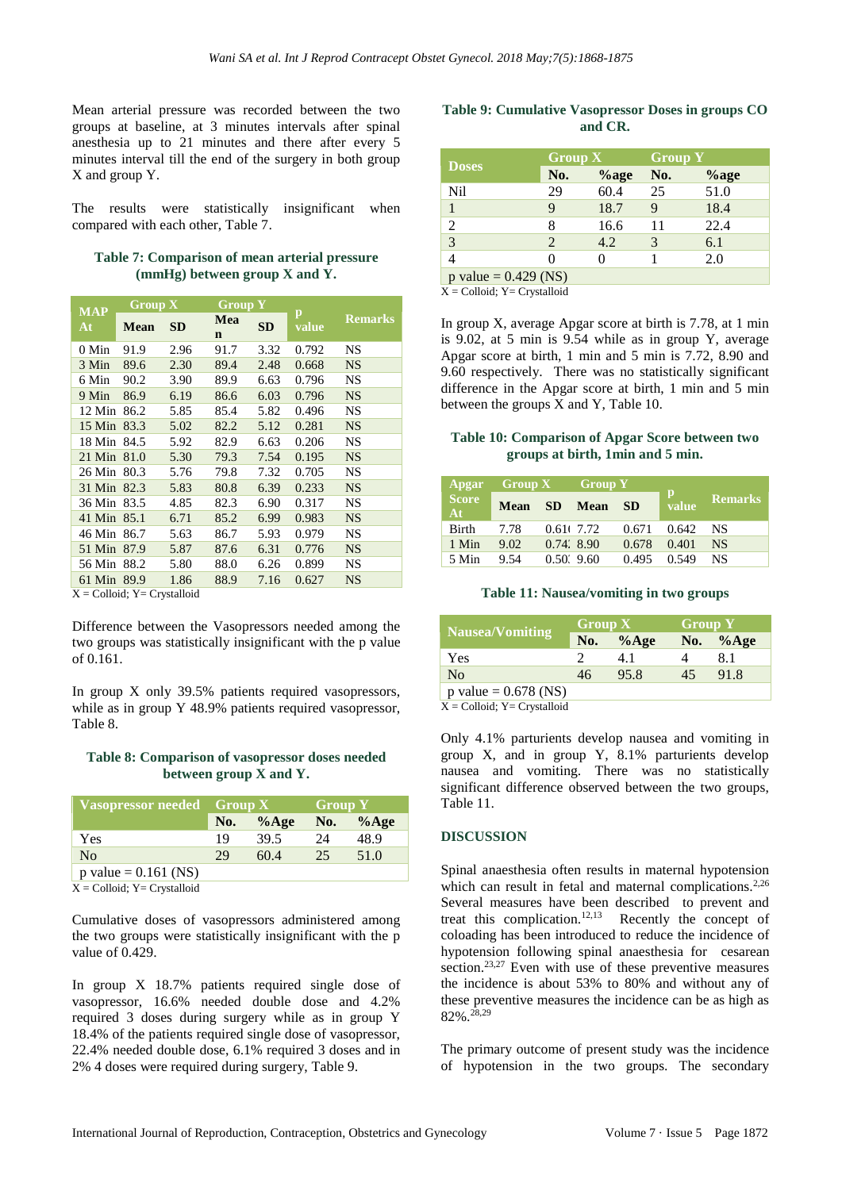Mean arterial pressure was recorded between the two groups at baseline, at 3 minutes intervals after spinal anesthesia up to 21 minutes and there after every 5 minutes interval till the end of the surgery in both group X and group Y.

The results were statistically insignificant when compared with each other, Table 7.

**Table 7: Comparison of mean arterial pressure (mmHg) between group X and Y.**

| MAP At | Group X | | Group Y | | p value | Remarks |
|---|---|---|---|---|---|---|
| | Mean | SD | Mean | SD | | |
| 0 Min | 91.9 | 2.96 | 91.7 | 3.32 | 0.792 | NS |
| 3 Min | 89.6 | 2.30 | 89.4 | 2.48 | 0.668 | NS |
| 6 Min | 90.2 | 3.90 | 89.9 | 6.63 | 0.796 | NS |
| 9 Min | 86.9 | 6.19 | 86.6 | 6.03 | 0.796 | NS |
| 12 Min | 86.2 | 5.85 | 85.4 | 5.82 | 0.496 | NS |
| 15 Min | 83.3 | 5.02 | 82.2 | 5.12 | 0.281 | NS |
| 18 Min | 84.5 | 5.92 | 82.9 | 6.63 | 0.206 | NS |
| 21 Min | 81.0 | 5.30 | 79.3 | 7.54 | 0.195 | NS |
| 26 Min | 80.3 | 5.76 | 79.8 | 7.32 | 0.705 | NS |
| 31 Min | 82.3 | 5.83 | 80.8 | 6.39 | 0.233 | NS |
| 36 Min | 83.5 | 4.85 | 82.3 | 6.90 | 0.317 | NS |
| 41 Min | 85.1 | 6.71 | 85.2 | 6.99 | 0.983 | NS |
| 46 Min | 86.7 | 5.63 | 86.7 | 5.93 | 0.979 | NS |
| 51 Min | 87.9 | 5.87 | 87.6 | 6.31 | 0.776 | NS |
| 56 Min | 88.2 | 5.80 | 88.0 | 6.26 | 0.899 | NS |
| 61 Min | 89.9 | 1.86 | 88.9 | 7.16 | 0.627 | NS |

X = Colloid; Y= Crystalloid

Difference between the Vasopressors needed among the two groups was statistically insignificant with the p value of 0.161.

In group X only 39.5% patients required vasopressors, while as in group Y 48.9% patients required vasopressor, Table 8.

**Table 8: Comparison of vasopressor doses needed between group X and Y.**

| Vasopressor needed | Group X | | Group Y | |
|---|---|---|---|---|
| | No. | %Age | No. | %Age |
| Yes | 19 | 39.5 | 24 | 48.9 |
| No | 29 | 60.4 | 25 | 51.0 |
| p value = 0.161 (NS) | | | | |

X = Colloid; Y= Crystalloid

Cumulative doses of vasopressors administered among the two groups were statistically insignificant with the p value of 0.429.

In group X 18.7% patients required single dose of vasopressor, 16.6% needed double dose and 4.2% required 3 doses during surgery while as in group Y 18.4% of the patients required single dose of vasopressor, 22.4% needed double dose, 6.1% required 3 doses and in 2% 4 doses were required during surgery, Table 9.

**Table 9: Cumulative Vasopressor Doses in groups CO and CR.**

| Doses | Group X | | Group Y | |
|---|---|---|---|---|
| | No. | %age | No. | %age |
| Nil | 29 | 60.4 | 25 | 51.0 |
| 1 | 9 | 18.7 | 9 | 18.4 |
| 2 | 8 | 16.6 | 11 | 22.4 |
| 3 | 2 | 4.2 | 3 | 6.1 |
| 4 | 0 | 0 | 1 | 2.0 |
| p value = 0.429 (NS) | | | | |

X = Colloid; Y= Crystalloid

In group X, average Apgar score at birth is 7.78, at 1 min is 9.02, at 5 min is 9.54 while as in group Y, average Apgar score at birth, 1 min and 5 min is 7.72, 8.90 and 9.60 respectively. There was no statistically significant difference in the Apgar score at birth, 1 min and 5 min between the groups X and Y, Table 10.

**Table 10: Comparison of Apgar Score between two groups at birth, 1min and 5 min.**

| Apgar Score At | Group X | | Group Y | | p value | Remarks |
|---|---|---|---|---|---|---|
| | Mean | SD | Mean | SD | | |
| Birth | 7.78 | 0.61( | 7.72 | 0.671 | 0.642 | NS |
| 1 Min | 9.02 | 0.74: | 8.90 | 0.678 | 0.401 | NS |
| 5 Min | 9.54 | 0.50: | 9.60 | 0.495 | 0.549 | NS |

**Table 11: Nausea/vomiting in two groups**

| Nausea/Vomiting | Group X | | Group Y | |
|---|---|---|---|---|
| | No. | %Age | No. | %Age |
| Yes | 2 | 4.1 | 4 | 8.1 |
| No | 46 | 95.8 | 45 | 91.8 |
| p value = 0.678 (NS) | | | | |

X = Colloid; Y= Crystalloid

Only 4.1% parturients develop nausea and vomiting in group X, and in group Y, 8.1% parturients develop nausea and vomiting. There was no statistically significant difference observed between the two groups, Table 11.

## DISCUSSION

Spinal anaesthesia often results in maternal hypotension which can result in fetal and maternal complications.[2,26] Several measures have been described to prevent and treat this complication.[12,13] Recently the concept of coloading has been introduced to reduce the incidence of hypotension following spinal anaesthesia for cesarean section.[23,27] Even with use of these preventive measures the incidence is about 53% to 80% and without any of these preventive measures the incidence can be as high as 82%.[28,29]

The primary outcome of present study was the incidence of hypotension in the two groups. The secondary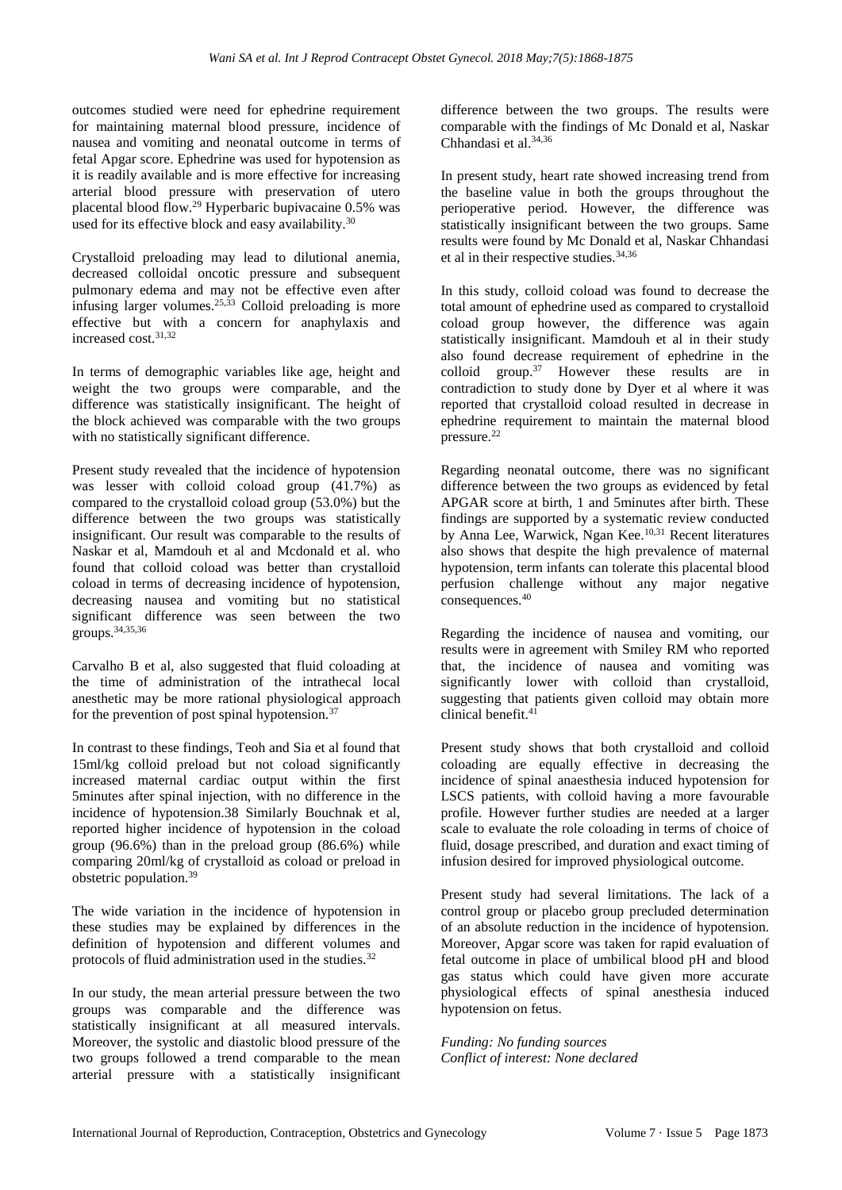outcomes studied were need for ephedrine requirement for maintaining maternal blood pressure, incidence of nausea and vomiting and neonatal outcome in terms of fetal Apgar score. Ephedrine was used for hypotension as it is readily available and is more effective for increasing arterial blood pressure with preservation of utero placental blood flow.[29] Hyperbaric bupivacaine 0.5% was used for its effective block and easy availability.[30]

Crystalloid preloading may lead to dilutional anemia, decreased colloidal oncotic pressure and subsequent pulmonary edema and may not be effective even after infusing larger volumes.[25,33] Colloid preloading is more effective but with a concern for anaphylaxis and increased cost.[31,32]

In terms of demographic variables like age, height and weight the two groups were comparable, and the difference was statistically insignificant. The height of the block achieved was comparable with the two groups with no statistically significant difference.

Present study revealed that the incidence of hypotension was lesser with colloid coload group (41.7%) as compared to the crystalloid coload group (53.0%) but the difference between the two groups was statistically insignificant. Our result was comparable to the results of Naskar et al, Mamdouh et al and Mcdonald et al. who found that colloid coload was better than crystalloid coload in terms of decreasing incidence of hypotension, decreasing nausea and vomiting but no statistical significant difference was seen between the two groups.[34,35,36]

Carvalho B et al, also suggested that fluid coloading at the time of administration of the intrathecal local anesthetic may be more rational physiological approach for the prevention of post spinal hypotension.[37]

In contrast to these findings, Teoh and Sia et al found that 15ml/kg colloid preload but not coload significantly increased maternal cardiac output within the first 5minutes after spinal injection, with no difference in the incidence of hypotension.38 Similarly Bouchnak et al, reported higher incidence of hypotension in the coload group (96.6%) than in the preload group (86.6%) while comparing 20ml/kg of crystalloid as coload or preload in obstetric population.[39]

The wide variation in the incidence of hypotension in these studies may be explained by differences in the definition of hypotension and different volumes and protocols of fluid administration used in the studies.[32]

In our study, the mean arterial pressure between the two groups was comparable and the difference was statistically insignificant at all measured intervals. Moreover, the systolic and diastolic blood pressure of the two groups followed a trend comparable to the mean arterial pressure with a statistically insignificant difference between the two groups. The results were comparable with the findings of Mc Donald et al, Naskar Chhandasi et al.[34,36]

In present study, heart rate showed increasing trend from the baseline value in both the groups throughout the perioperative period. However, the difference was statistically insignificant between the two groups. Same results were found by Mc Donald et al, Naskar Chhandasi et al in their respective studies.[34,36]

In this study, colloid coload was found to decrease the total amount of ephedrine used as compared to crystalloid coload group however, the difference was again statistically insignificant. Mamdouh et al in their study also found decrease requirement of ephedrine in the colloid group.[37] However these results are in contradiction to study done by Dyer et al where it was reported that crystalloid coload resulted in decrease in ephedrine requirement to maintain the maternal blood pressure.[22]

Regarding neonatal outcome, there was no significant difference between the two groups as evidenced by fetal APGAR score at birth, 1 and 5minutes after birth. These findings are supported by a systematic review conducted by Anna Lee, Warwick, Ngan Kee.[10,31] Recent literatures also shows that despite the high prevalence of maternal hypotension, term infants can tolerate this placental blood perfusion challenge without any major negative consequences.[40]

Regarding the incidence of nausea and vomiting, our results were in agreement with Smiley RM who reported that, the incidence of nausea and vomiting was significantly lower with colloid than crystalloid, suggesting that patients given colloid may obtain more clinical benefit.[41]

Present study shows that both crystalloid and colloid coloading are equally effective in decreasing the incidence of spinal anaesthesia induced hypotension for LSCS patients, with colloid having a more favourable profile. However further studies are needed at a larger scale to evaluate the role coloading in terms of choice of fluid, dosage prescribed, and duration and exact timing of infusion desired for improved physiological outcome.

Present study had several limitations. The lack of a control group or placebo group precluded determination of an absolute reduction in the incidence of hypotension. Moreover, Apgar score was taken for rapid evaluation of fetal outcome in place of umbilical blood pH and blood gas status which could have given more accurate physiological effects of spinal anesthesia induced hypotension on fetus.

*Funding: No funding sources*
*Conflict of interest: None declared*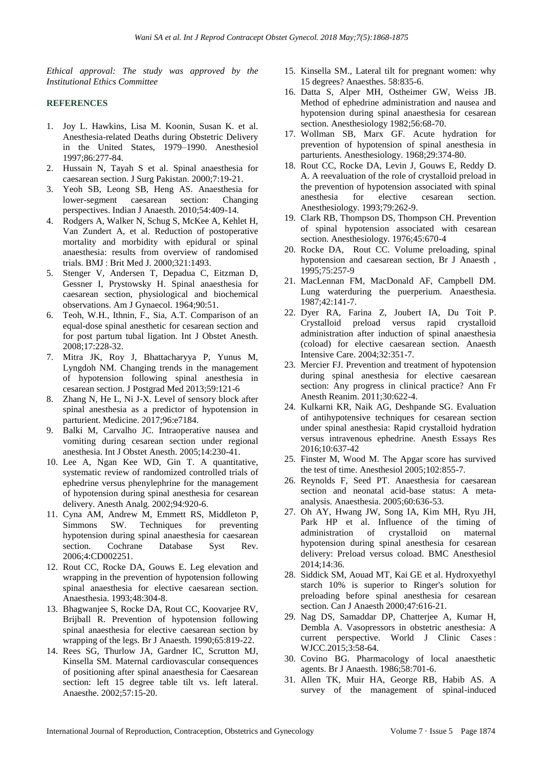*Ethical approval: The study was approved by the Institutional Ethics Committee*

## REFERENCES

1. Joy L. Hawkins, Lisa M. Koonin, Susan K. et al. Anesthesia-related Deaths during Obstetric Delivery in the United States, 1979–1990. Anesthesiol 1997;86:277-84.
2. Hussain N, Tayah S et al. Spinal anaesthesia for caesarean section. J Surg Pakistan. 2000;7:19-21.
3. Yeoh SB, Leong SB, Heng AS. Anaesthesia for lower-segment caesarean section: Changing perspectives. Indian J Anaesth. 2010;54:409-14.
4. Rodgers A, Walker N, Schug S, McKee A, Kehlet H, Van Zundert A, et al. Reduction of postoperative mortality and morbidity with epidural or spinal anaesthesia: results from overview of randomised trials. BMJ : Brit Med J. 2000;321:1493.
5. Stenger V, Andersen T, Depadua C, Eitzman D, Gessner I, Prystowsky H. Spinal anaesthesia for caesarean section, physiological and biochemical observations. Am J Gynaecol. 1964;90:51.
6. Teoh, W.H., Ithnin, F., Sia, A.T. Comparison of an equal-dose spinal anesthetic for cesarean section and for post partum tubal ligation. Int J Obstet Anesth. 2008;17:228-32.
7. Mitra JK, Roy J, Bhattacharyya P, Yunus M, Lyngdoh NM. Changing trends in the management of hypotension following spinal anesthesia in cesarean section. J Postgrad Med 2013;59:121-6
8. Zhang N, He L, Ni J-X. Level of sensory block after spinal anesthesia as a predictor of hypotension in parturient. Medicine. 2017;96:e7184.
9. Balki M, Carvalho JC. Intraoperative nausea and vomiting during cesarean section under regional anesthesia. Int J Obstet Anesth. 2005;14:230-41.
10. Lee A, Ngan Kee WD, Gin T. A quantitative, systematic review of randomized controlled trials of ephedrine versus phenylephrine for the management of hypotension during spinal anesthesia for cesarean delivery. Anesth Analg. 2002;94:920-6.
11. Cyna AM, Andrew M, Emmett RS, Middleton P, Simmons SW. Techniques for preventing hypotension during spinal anaesthesia for caesarean section. Cochrane Database Syst Rev. 2006;4:CD002251.
12. Rout CC, Rocke DA, Gouws E. Leg elevation and wrapping in the prevention of hypotension following spinal anaesthesia for elective caesarean section. Anaesthesia. 1993;48:304-8.
13. Bhagwanjee S, Rocke DA, Rout CC, Koovarjee RV, Brijball R. Prevention of hypotension following spinal anaesthesia for elective caesarean section by wrapping of the legs. Br J Anaesth. 1990;65:819-22.
14. Rees SG, Thurlow JA, Gardner IC, Scrutton MJ, Kinsella SM. Maternal cardiovascular consequences of positioning after spinal anaesthesia for Caesarean section: left 15 degree table tilt vs. left lateral. Anaesthe. 2002;57:15-20.
15. Kinsella SM., Lateral tilt for pregnant women: why 15 degrees? Anaesthes. 58:835-6.
16. Datta S, Alper MH, Ostheimer GW, Weiss JB. Method of ephedrine administration and nausea and hypotension during spinal anaesthesia for cesarean section. Anesthesiology 1982;56:68-70.
17. Wollman SB, Marx GF. Acute hydration for prevention of hypotension of spinal anesthesia in parturients. Anesthesiology. 1968;29:374-80.
18. Rout CC, Rocke DA, Levin J, Gouws E, Reddy D. A. A reevaluation of the role of crystalloid preload in the prevention of hypotension associated with spinal anesthesia for elective cesarean section. Anesthesiology. 1993;79:262-9.
19. Clark RB, Thompson DS, Thompson CH. Prevention of spinal hypotension associated with cesarean section. Anesthesiology. 1976;45:670-4
20. Rocke DA, Rout CC. Volume preloading, spinal hypotension and caesarean section, Br J Anaesth , 1995;75:257-9
21. MacLennan FM, MacDonald AF, Campbell DM. Lung waterduring the puerperium. Anaesthesia. 1987;42:141-7.
22. Dyer RA, Farina Z, Joubert IA, Du Toit P. Crystalloid preload versus rapid crystalloid administration after induction of spinal anaesthesia (coload) for elective caesarean section. Anaesth Intensive Care. 2004;32:351-7.
23. Mercier FJ. Prevention and treatment of hypotension during spinal anesthesia for elective caesarean section: Any progress in clinical practice? Ann Fr Anesth Reanim. 2011;30:622-4.
24. Kulkarni KR, Naik AG, Deshpande SG. Evaluation of antihypotensive techniques for cesarean section under spinal anesthesia: Rapid crystalloid hydration versus intravenous ephedrine. Anesth Essays Res 2016;10:637-42
25. Finster M, Wood M. The Apgar score has survived the test of time. Anesthesiol 2005;102:855-7.
26. Reynolds F, Seed PT. Anaesthesia for caesarean section and neonatal acid-base status: A meta-analysis. Anaesthesia. 2005;60:636-53.
27. Oh AY, Hwang JW, Song IA, Kim MH, Ryu JH, Park HP et al. Influence of the timing of administration of crystalloid on maternal hypotension during spinal anesthesia for cesarean delivery: Preload versus coload. BMC Anesthesiol 2014;14:36.
28. Siddick SM, Aouad MT, Kai GE et al. Hydroxyethyl starch 10% is superior to Ringer's solution for preloading before spinal anesthesia for cesarean section. Can J Anaesth 2000;47:616-21.
29. Nag DS, Samaddar DP, Chatterjee A, Kumar H, Dembla A. Vasopressors in obstetric anesthesia: A current perspective. World J Clinic Cases : WJCC.2015;3:58-64.
30. Covino BG. Pharmacology of local anaesthetic agents. Br J Anaesth. 1986;58:701-6.
31. Allen TK, Muir HA, George RB, Habib AS. A survey of the management of spinal-induced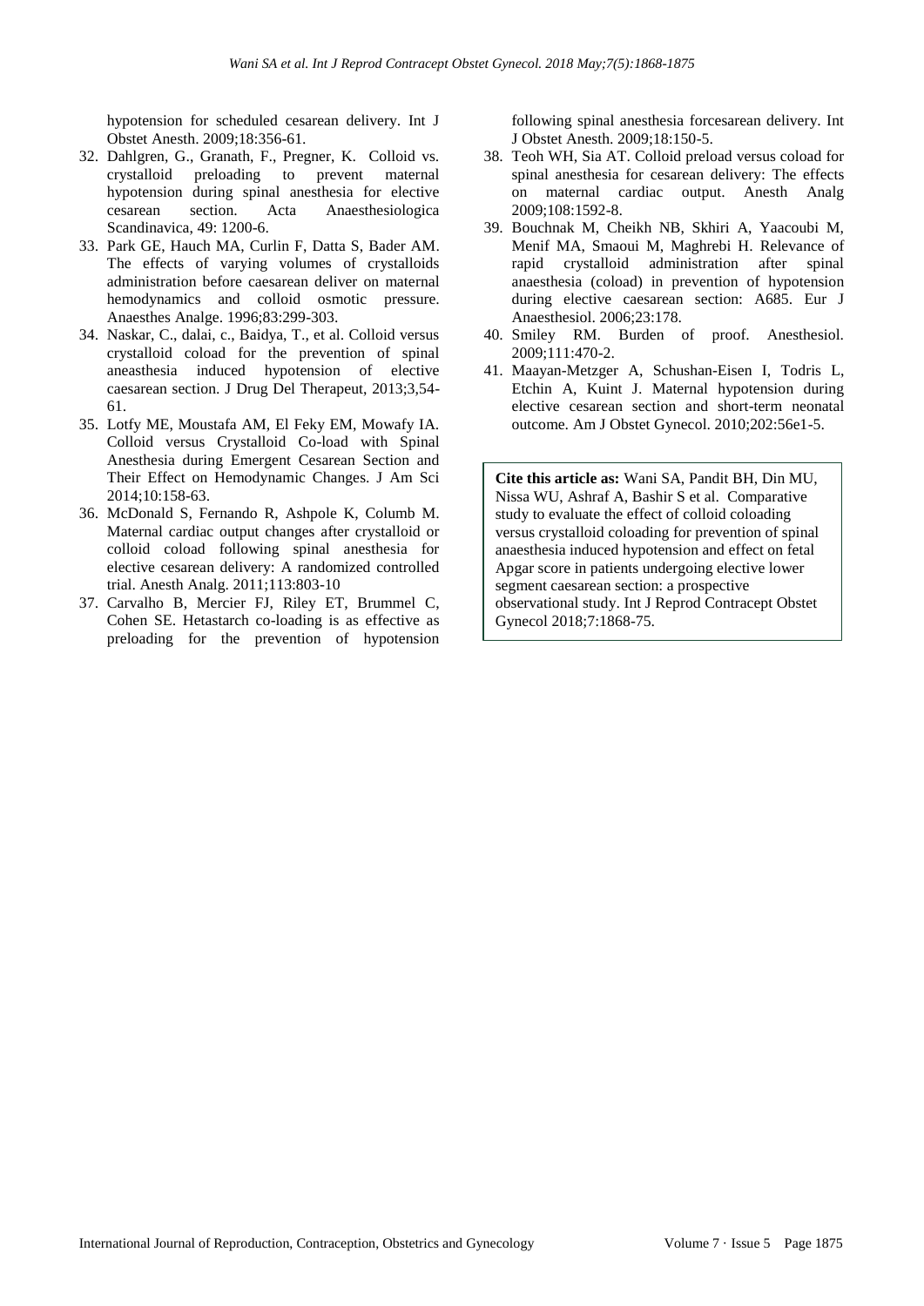hypotension for scheduled cesarean delivery. Int J Obstet Anesth. 2009;18:356-61.

32. Dahlgren, G., Granath, F., Pregner, K. Colloid vs. crystalloid preloading to prevent maternal hypotension during spinal anesthesia for elective cesarean section. Acta Anaesthesiologica Scandinavica, 49: 1200-6.
33. Park GE, Hauch MA, Curlin F, Datta S, Bader AM. The effects of varying volumes of crystalloids administration before caesarean deliver on maternal hemodynamics and colloid osmotic pressure. Anaesthes Analge. 1996;83:299-303.
34. Naskar, C., dalai, c., Baidya, T., et al. Colloid versus crystalloid coload for the prevention of spinal aneasthesia induced hypotension of elective caesarean section. J Drug Del Therapeut, 2013;3,54-61.
35. Lotfy ME, Moustafa AM, El Feky EM, Mowafy IA. Colloid versus Crystalloid Co-load with Spinal Anesthesia during Emergent Cesarean Section and Their Effect on Hemodynamic Changes. J Am Sci 2014;10:158-63.
36. McDonald S, Fernando R, Ashpole K, Columb M. Maternal cardiac output changes after crystalloid or colloid coload following spinal anesthesia for elective cesarean delivery: A randomized controlled trial. Anesth Analg. 2011;113:803-10
37. Carvalho B, Mercier FJ, Riley ET, Brummel C, Cohen SE. Hetastarch co-loading is as effective as preloading for the prevention of hypotension following spinal anesthesia forcesarean delivery. Int J Obstet Anesth. 2009;18:150-5.
38. Teoh WH, Sia AT. Colloid preload versus coload for spinal anesthesia for cesarean delivery: The effects on maternal cardiac output. Anesth Analg 2009;108:1592-8.
39. Bouchnak M, Cheikh NB, Skhiri A, Yaacoubi M, Menif MA, Smaoui M, Maghrebi H. Relevance of rapid crystalloid administration after spinal anaesthesia (coload) in prevention of hypotension during elective caesarean section: A685. Eur J Anaesthesiol. 2006;23:178.
40. Smiley RM. Burden of proof. Anesthesiol. 2009;111:470-2.
41. Maayan-Metzger A, Schushan-Eisen I, Todris L, Etchin A, Kuint J. Maternal hypotension during elective cesarean section and short-term neonatal outcome. Am J Obstet Gynecol. 2010;202:56e1-5.

**Cite this article as:** Wani SA, Pandit BH, Din MU, Nissa WU, Ashraf A, Bashir S et al. Comparative study to evaluate the effect of colloid coloading versus crystalloid coloading for prevention of spinal anaesthesia induced hypotension and effect on fetal Apgar score in patients undergoing elective lower segment caesarean section: a prospective observational study. Int J Reprod Contracept Obstet Gynecol 2018;7:1868-75.